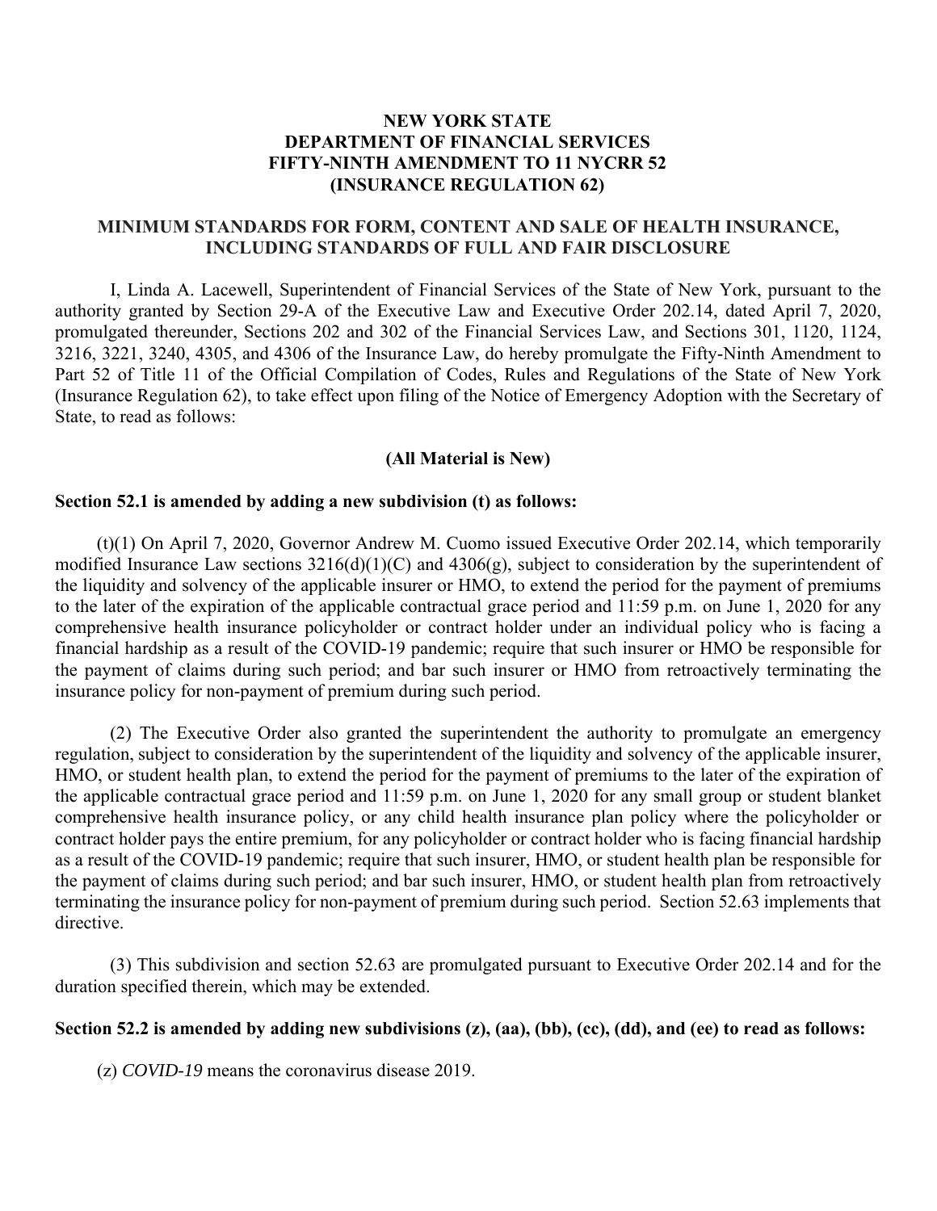# NEW YORK STATE
# DEPARTMENT OF FINANCIAL SERVICES
# FIFTY-NINTH AMENDMENT TO 11 NYCRR 52
# (INSURANCE REGULATION 62)

## MINIMUM STANDARDS FOR FORM, CONTENT AND SALE OF HEALTH INSURANCE, INCLUDING STANDARDS OF FULL AND FAIR DISCLOSURE

I, Linda A. Lacewell, Superintendent of Financial Services of the State of New York, pursuant to the authority granted by Section 29-A of the Executive Law and Executive Order 202.14, dated April 7, 2020, promulgated thereunder, Sections 202 and 302 of the Financial Services Law, and Sections 301, 1120, 1124, 3216, 3221, 3240, 4305, and 4306 of the Insurance Law, do hereby promulgate the Fifty-Ninth Amendment to Part 52 of Title 11 of the Official Compilation of Codes, Rules and Regulations of the State of New York (Insurance Regulation 62), to take effect upon filing of the Notice of Emergency Adoption with the Secretary of State, to read as follows:

**(All Material is New)**

**Section 52.1 is amended by adding a new subdivision (t) as follows:**

(t)(1) On April 7, 2020, Governor Andrew M. Cuomo issued Executive Order 202.14, which temporarily modified Insurance Law sections 3216(d)(1)(C) and 4306(g), subject to consideration by the superintendent of the liquidity and solvency of the applicable insurer or HMO, to extend the period for the payment of premiums to the later of the expiration of the applicable contractual grace period and 11:59 p.m. on June 1, 2020 for any comprehensive health insurance policyholder or contract holder under an individual policy who is facing a financial hardship as a result of the COVID-19 pandemic; require that such insurer or HMO be responsible for the payment of claims during such period; and bar such insurer or HMO from retroactively terminating the insurance policy for non-payment of premium during such period.

(2) The Executive Order also granted the superintendent the authority to promulgate an emergency regulation, subject to consideration by the superintendent of the liquidity and solvency of the applicable insurer, HMO, or student health plan, to extend the period for the payment of premiums to the later of the expiration of the applicable contractual grace period and 11:59 p.m. on June 1, 2020 for any small group or student blanket comprehensive health insurance policy, or any child health insurance plan policy where the policyholder or contract holder pays the entire premium, for any policyholder or contract holder who is facing financial hardship as a result of the COVID-19 pandemic; require that such insurer, HMO, or student health plan be responsible for the payment of claims during such period; and bar such insurer, HMO, or student health plan from retroactively terminating the insurance policy for non-payment of premium during such period. Section 52.63 implements that directive.

(3) This subdivision and section 52.63 are promulgated pursuant to Executive Order 202.14 and for the duration specified therein, which may be extended.

**Section 52.2 is amended by adding new subdivisions (z), (aa), (bb), (cc), (dd), and (ee) to read as follows:**

(z) *COVID-19* means the coronavirus disease 2019.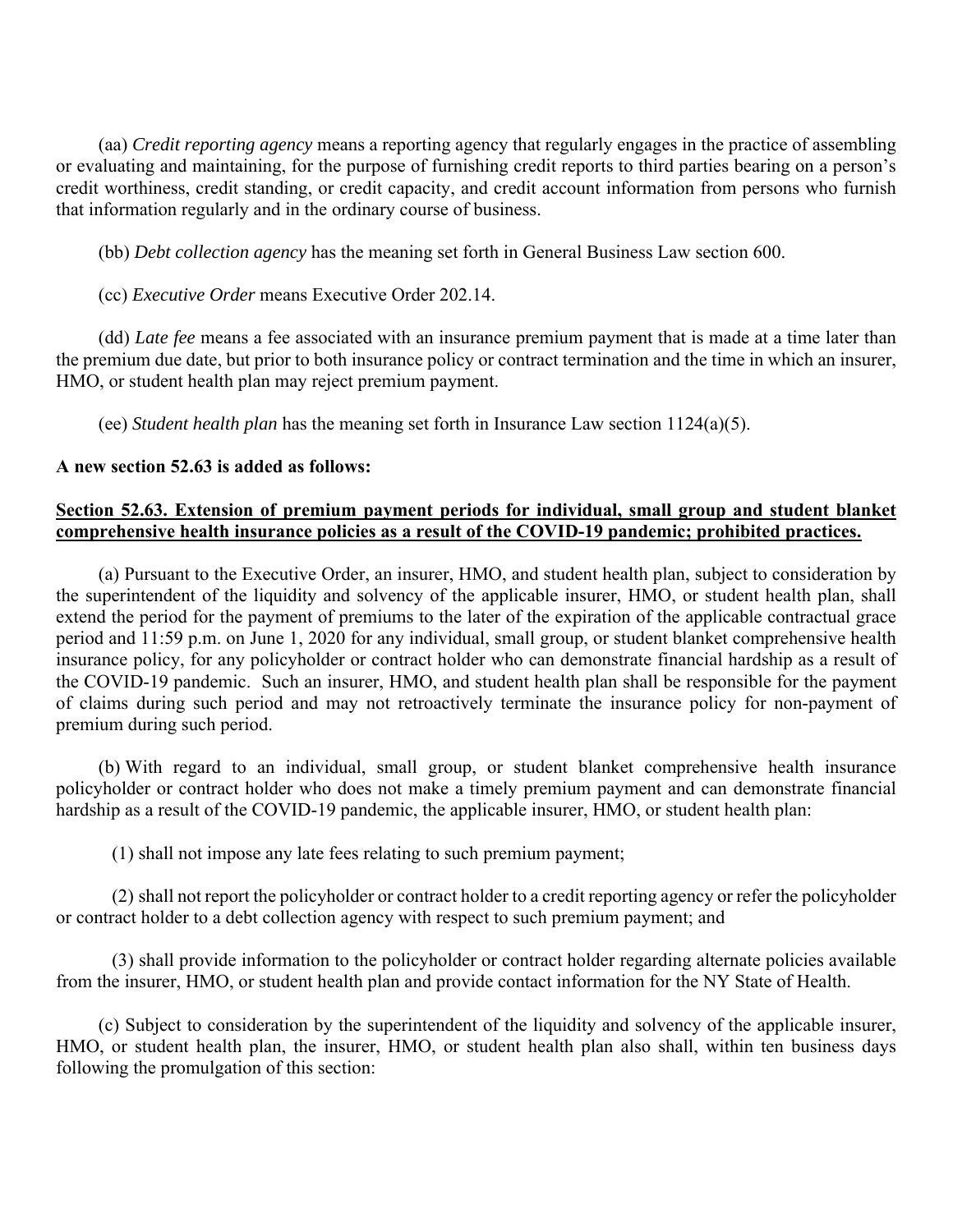(aa) *Credit reporting agency* means a reporting agency that regularly engages in the practice of assembling or evaluating and maintaining, for the purpose of furnishing credit reports to third parties bearing on a person's credit worthiness, credit standing, or credit capacity, and credit account information from persons who furnish that information regularly and in the ordinary course of business.

(bb) *Debt collection agency* has the meaning set forth in General Business Law section 600.

(cc) *Executive Order* means Executive Order 202.14.

(dd) *Late fee* means a fee associated with an insurance premium payment that is made at a time later than the premium due date, but prior to both insurance policy or contract termination and the time in which an insurer, HMO, or student health plan may reject premium payment.

(ee) *Student health plan* has the meaning set forth in Insurance Law section 1124(a)(5).

**A new section 52.63 is added as follows:**

**Section 52.63. Extension of premium payment periods for individual, small group and student blanket comprehensive health insurance policies as a result of the COVID-19 pandemic; prohibited practices.**

(a) Pursuant to the Executive Order, an insurer, HMO, and student health plan, subject to consideration by the superintendent of the liquidity and solvency of the applicable insurer, HMO, or student health plan, shall extend the period for the payment of premiums to the later of the expiration of the applicable contractual grace period and 11:59 p.m. on June 1, 2020 for any individual, small group, or student blanket comprehensive health insurance policy, for any policyholder or contract holder who can demonstrate financial hardship as a result of the COVID-19 pandemic. Such an insurer, HMO, and student health plan shall be responsible for the payment of claims during such period and may not retroactively terminate the insurance policy for non-payment of premium during such period.

(b) With regard to an individual, small group, or student blanket comprehensive health insurance policyholder or contract holder who does not make a timely premium payment and can demonstrate financial hardship as a result of the COVID-19 pandemic, the applicable insurer, HMO, or student health plan:

(1) shall not impose any late fees relating to such premium payment;

(2) shall not report the policyholder or contract holder to a credit reporting agency or refer the policyholder or contract holder to a debt collection agency with respect to such premium payment; and

(3) shall provide information to the policyholder or contract holder regarding alternate policies available from the insurer, HMO, or student health plan and provide contact information for the NY State of Health.

(c) Subject to consideration by the superintendent of the liquidity and solvency of the applicable insurer, HMO, or student health plan, the insurer, HMO, or student health plan also shall, within ten business days following the promulgation of this section: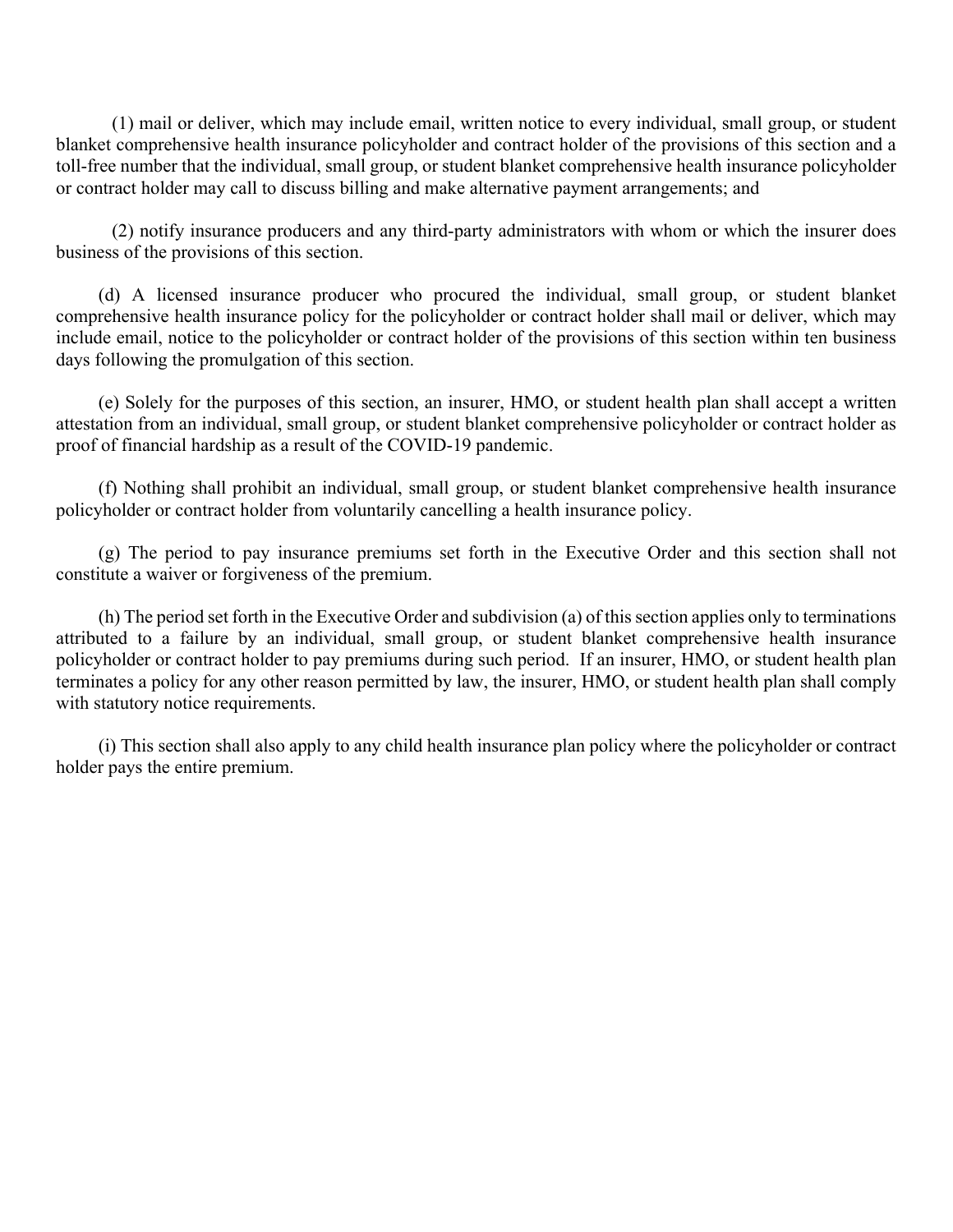(1) mail or deliver, which may include email, written notice to every individual, small group, or student blanket comprehensive health insurance policyholder and contract holder of the provisions of this section and a toll-free number that the individual, small group, or student blanket comprehensive health insurance policyholder or contract holder may call to discuss billing and make alternative payment arrangements; and

(2) notify insurance producers and any third-party administrators with whom or which the insurer does business of the provisions of this section.

(d) A licensed insurance producer who procured the individual, small group, or student blanket comprehensive health insurance policy for the policyholder or contract holder shall mail or deliver, which may include email, notice to the policyholder or contract holder of the provisions of this section within ten business days following the promulgation of this section.

(e) Solely for the purposes of this section, an insurer, HMO, or student health plan shall accept a written attestation from an individual, small group, or student blanket comprehensive policyholder or contract holder as proof of financial hardship as a result of the COVID-19 pandemic.

(f) Nothing shall prohibit an individual, small group, or student blanket comprehensive health insurance policyholder or contract holder from voluntarily cancelling a health insurance policy.

(g) The period to pay insurance premiums set forth in the Executive Order and this section shall not constitute a waiver or forgiveness of the premium.

(h) The period set forth in the Executive Order and subdivision (a) of this section applies only to terminations attributed to a failure by an individual, small group, or student blanket comprehensive health insurance policyholder or contract holder to pay premiums during such period. If an insurer, HMO, or student health plan terminates a policy for any other reason permitted by law, the insurer, HMO, or student health plan shall comply with statutory notice requirements.

(i) This section shall also apply to any child health insurance plan policy where the policyholder or contract holder pays the entire premium.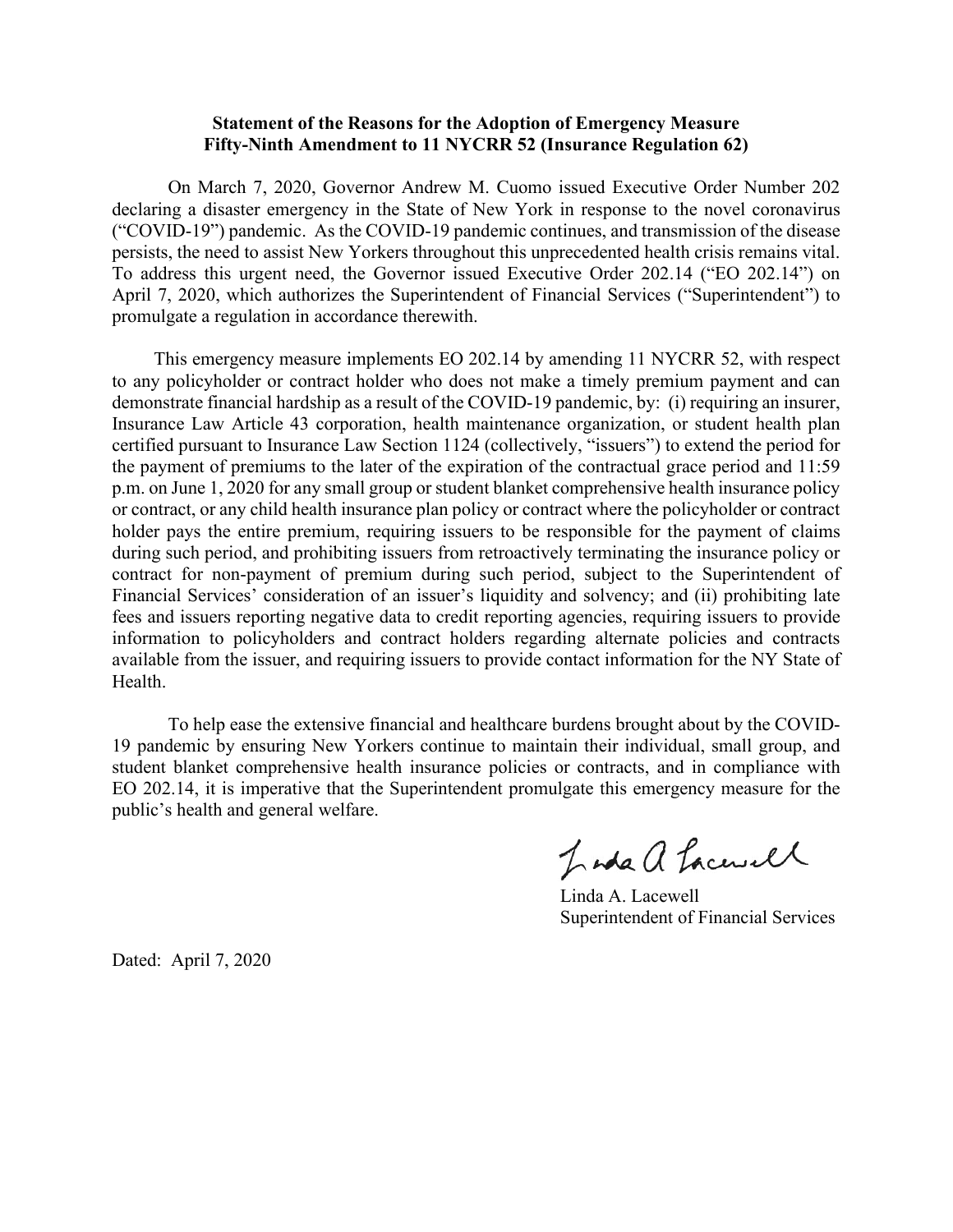**Statement of the Reasons for the Adoption of Emergency Measure**
**Fifty-Ninth Amendment to 11 NYCRR 52 (Insurance Regulation 62)**

On March 7, 2020, Governor Andrew M. Cuomo issued Executive Order Number 202 declaring a disaster emergency in the State of New York in response to the novel coronavirus ("COVID-19") pandemic. As the COVID-19 pandemic continues, and transmission of the disease persists, the need to assist New Yorkers throughout this unprecedented health crisis remains vital. To address this urgent need, the Governor issued Executive Order 202.14 ("EO 202.14") on April 7, 2020, which authorizes the Superintendent of Financial Services ("Superintendent") to promulgate a regulation in accordance therewith.

This emergency measure implements EO 202.14 by amending 11 NYCRR 52, with respect to any policyholder or contract holder who does not make a timely premium payment and can demonstrate financial hardship as a result of the COVID-19 pandemic, by: (i) requiring an insurer, Insurance Law Article 43 corporation, health maintenance organization, or student health plan certified pursuant to Insurance Law Section 1124 (collectively, "issuers") to extend the period for the payment of premiums to the later of the expiration of the contractual grace period and 11:59 p.m. on June 1, 2020 for any small group or student blanket comprehensive health insurance policy or contract, or any child health insurance plan policy or contract where the policyholder or contract holder pays the entire premium, requiring issuers to be responsible for the payment of claims during such period, and prohibiting issuers from retroactively terminating the insurance policy or contract for non-payment of premium during such period, subject to the Superintendent of Financial Services' consideration of an issuer's liquidity and solvency; and (ii) prohibiting late fees and issuers reporting negative data to credit reporting agencies, requiring issuers to provide information to policyholders and contract holders regarding alternate policies and contracts available from the issuer, and requiring issuers to provide contact information for the NY State of Health.

To help ease the extensive financial and healthcare burdens brought about by the COVID-19 pandemic by ensuring New Yorkers continue to maintain their individual, small group, and student blanket comprehensive health insurance policies or contracts, and in compliance with EO 202.14, it is imperative that the Superintendent promulgate this emergency measure for the public's health and general welfare.

Linda A. Lacewell
Superintendent of Financial Services

Dated: April 7, 2020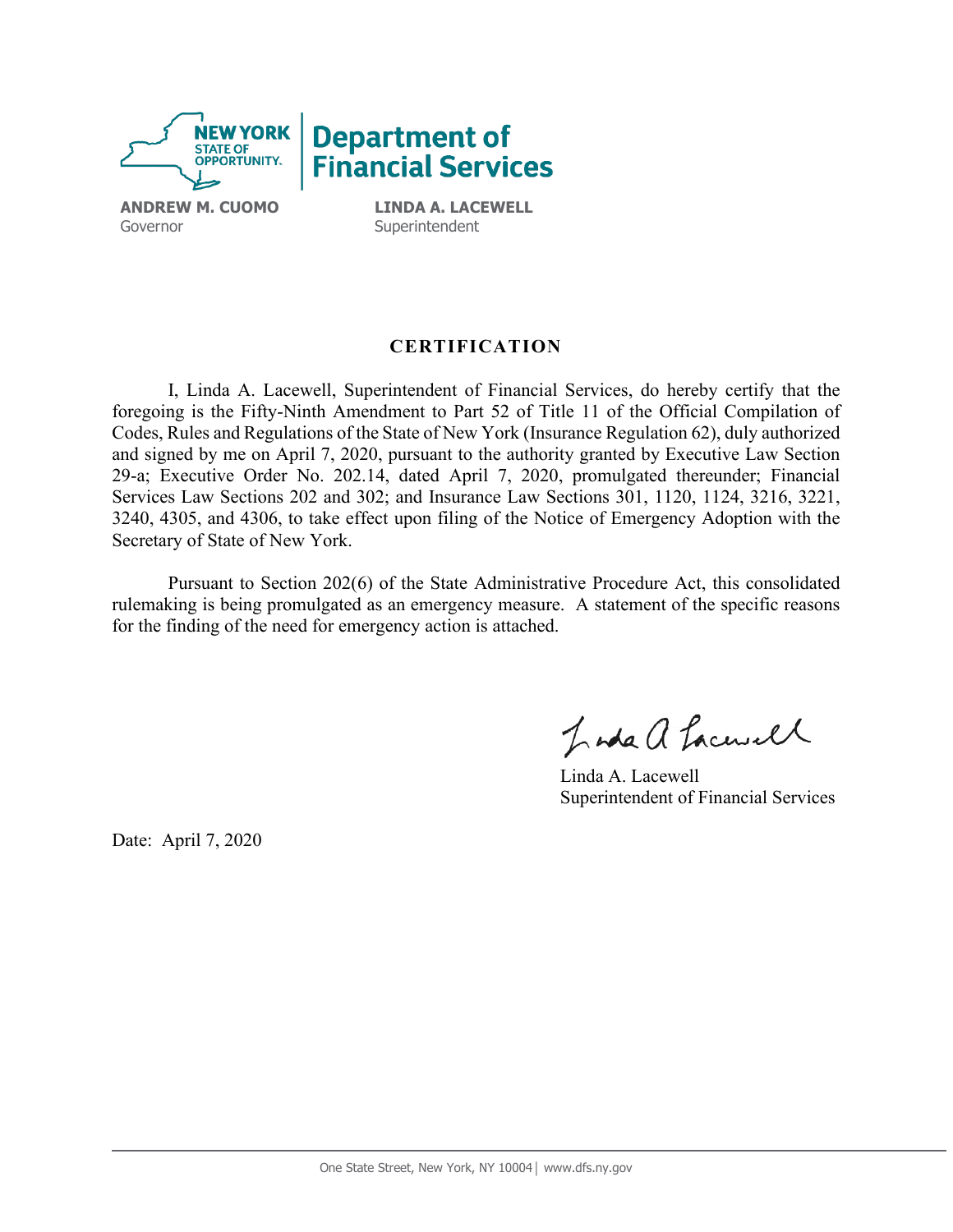**NEW YORK STATE OF OPPORTUNITY.** | **Department of Financial Services**

**ANDREW M. CUOMO**
Governor

**LINDA A. LACEWELL**
Superintendent

## CERTIFICATION

I, Linda A. Lacewell, Superintendent of Financial Services, do hereby certify that the foregoing is the Fifty-Ninth Amendment to Part 52 of Title 11 of the Official Compilation of Codes, Rules and Regulations of the State of New York (Insurance Regulation 62), duly authorized and signed by me on April 7, 2020, pursuant to the authority granted by Executive Law Section 29-a; Executive Order No. 202.14, dated April 7, 2020, promulgated thereunder; Financial Services Law Sections 202 and 302; and Insurance Law Sections 301, 1120, 1124, 3216, 3221, 3240, 4305, and 4306, to take effect upon filing of the Notice of Emergency Adoption with the Secretary of State of New York.

Pursuant to Section 202(6) of the State Administrative Procedure Act, this consolidated rulemaking is being promulgated as an emergency measure. A statement of the specific reasons for the finding of the need for emergency action is attached.

Linda A. Lacewell
Superintendent of Financial Services

Date: April 7, 2020

One State Street, New York, NY 10004 | www.dfs.ny.gov